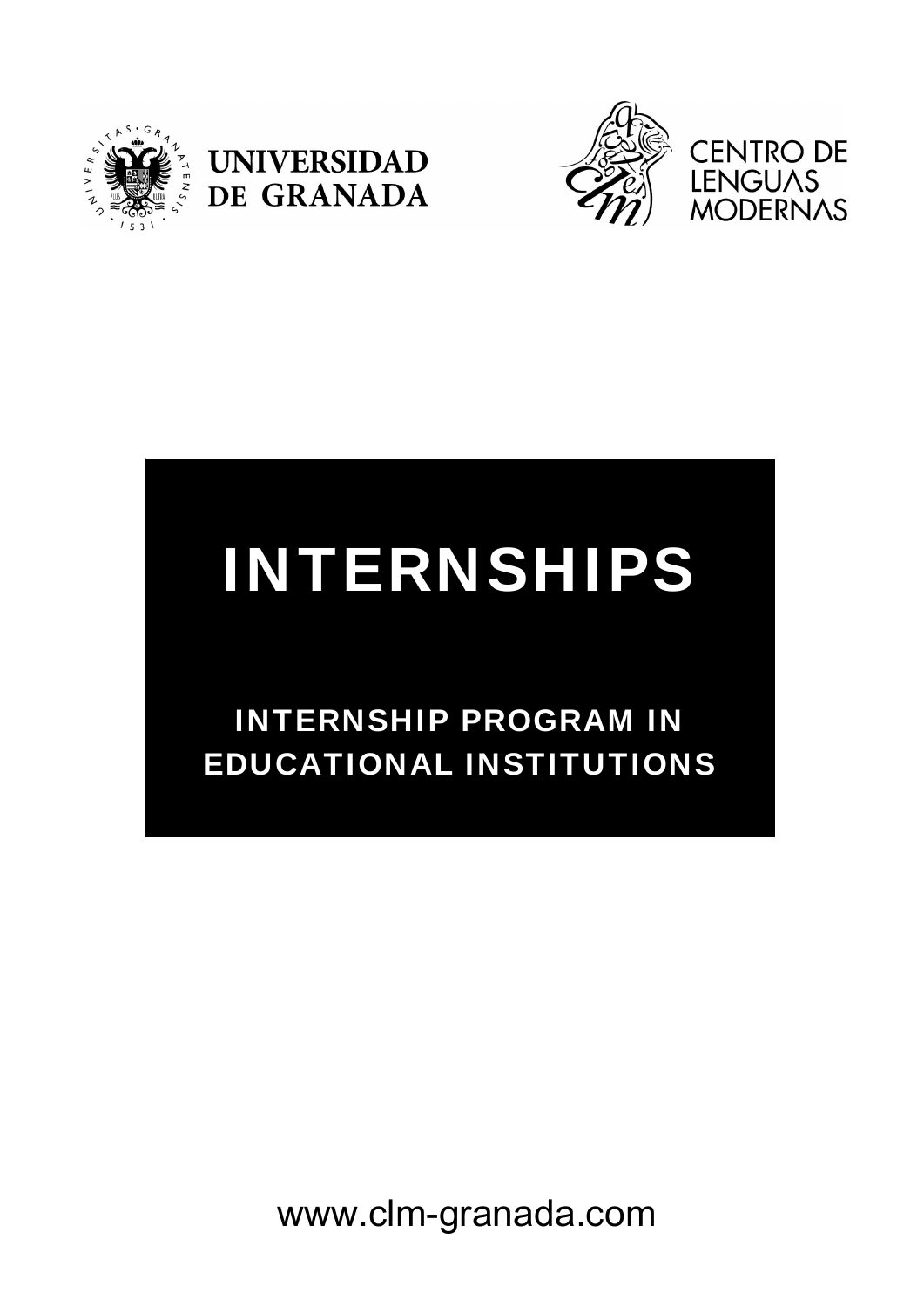UNIVERSIDAD DE GRANADA

CENTRO DE LENGUAS MODERNAS

# INTERNSHIPS

## INTERNSHIP PROGRAM IN EDUCATIONAL INSTITUTIONS

www.clm-granada.com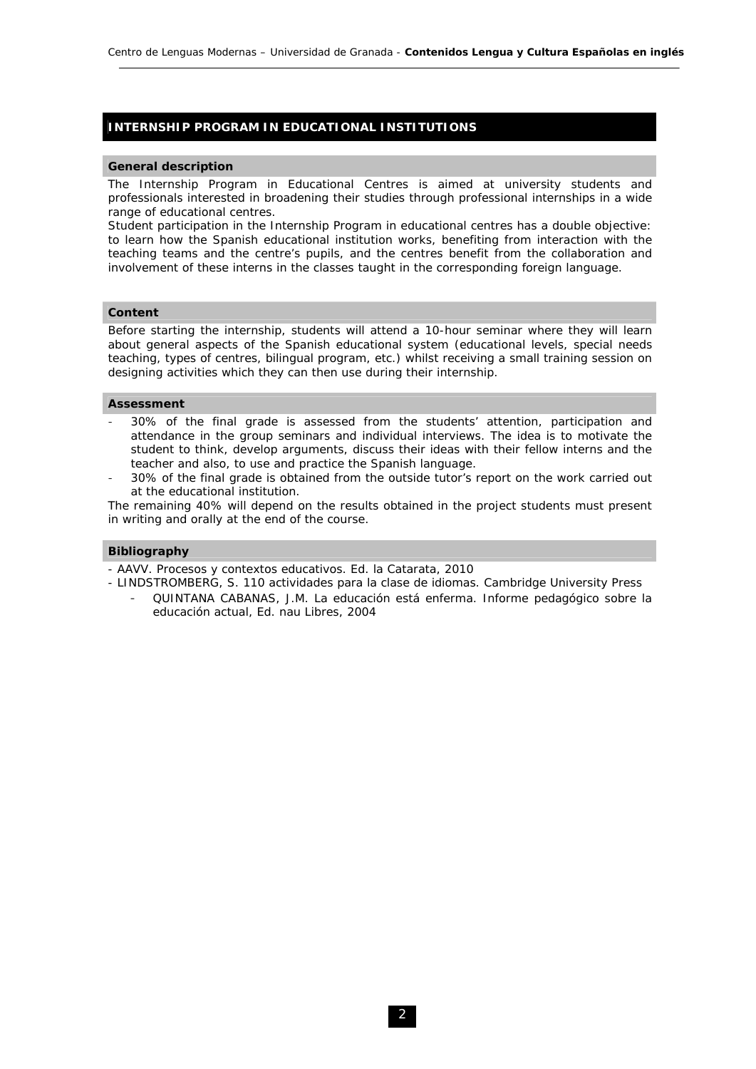## INTERNSHIP PROGRAM IN EDUCATIONAL INSTITUTIONS

### General description

The Internship Program in Educational Centres is aimed at university students and professionals interested in broadening their studies through professional internships in a wide range of educational centres.

Student participation in the Internship Program in educational centres has a double objective: to learn how the Spanish educational institution works, benefiting from interaction with the teaching teams and the centre's pupils, and the centres benefit from the collaboration and involvement of these interns in the classes taught in the corresponding foreign language.

### Content

Before starting the internship, students will attend a 10-hour seminar where they will learn about general aspects of the Spanish educational system (educational levels, special needs teaching, types of centres, bilingual program, etc.) whilst receiving a small training session on designing activities which they can then use during their internship.

### Assessment

- 30% of the final grade is assessed from the students' attention, participation and attendance in the group seminars and individual interviews. The idea is to motivate the student to think, develop arguments, discuss their ideas with their fellow interns and the teacher and also, to use and practice the Spanish language.
- 30% of the final grade is obtained from the outside tutor's report on the work carried out at the educational institution.

The remaining 40% will depend on the results obtained in the project students must present in writing and orally at the end of the course.

### Bibliography

- AAVV. Procesos y contextos educativos. Ed. la Catarata, 2010
- LINDSTROMBERG, S. 110 actividades para la clase de idiomas. Cambridge University Press
- QUINTANA CABANAS, J.M. La educación está enferma. Informe pedagógico sobre la educación actual, Ed. nau Libres, 2004